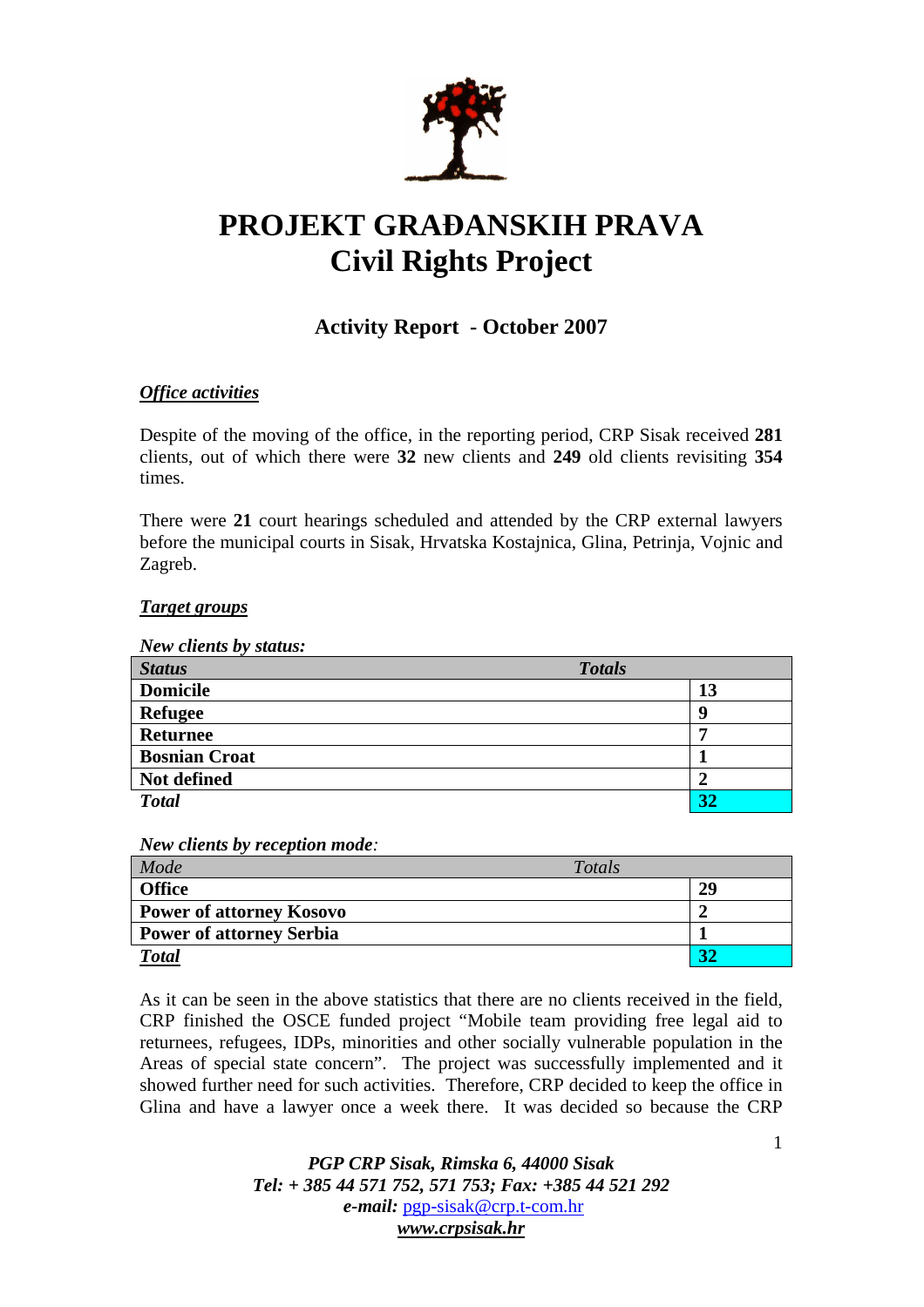# PROJEKT GRAĐANSKIH PRAVA
# Civil Rights Project

## Activity Report - October 2007

### *Office activities*

Despite of the moving of the office, in the reporting period, CRP Sisak received **281** clients, out of which there were **32** new clients and **249** old clients revisiting **354** times.

There were **21** court hearings scheduled and attended by the CRP external lawyers before the municipal courts in Sisak, Hrvatska Kostajnica, Glina, Petrinja, Vojnic and Zagreb.

### *Target groups*

*New clients by status:*

| *Status* | *Totals* |
|---|---|
| **Domicile** | **13** |
| **Refugee** | **9** |
| **Returnee** | **7** |
| **Bosnian Croat** | **1** |
| **Not defined** | **2** |
| ***Total*** | **32** |

*New clients by reception mode:*

| *Mode* | *Totals* |
|---|---|
| **Office** | **29** |
| **Power of attorney Kosovo** | **2** |
| **Power of attorney Serbia** | **1** |
| ***Total*** | **32** |

As it can be seen in the above statistics that there are no clients received in the field, CRP finished the OSCE funded project "Mobile team providing free legal aid to returnees, refugees, IDPs, minorities and other socially vulnerable population in the Areas of special state concern". The project was successfully implemented and it showed further need for such activities. Therefore, CRP decided to keep the office in Glina and have a lawyer once a week there. It was decided so because the CRP

*PGP CRP Sisak, Rimska 6, 44000 Sisak*
*Tel: + 385 44 571 752, 571 753; Fax: +385 44 521 292*
***e-mail:*** pgp-sisak@crp.t-com.hr
***www.crpsisak.hr***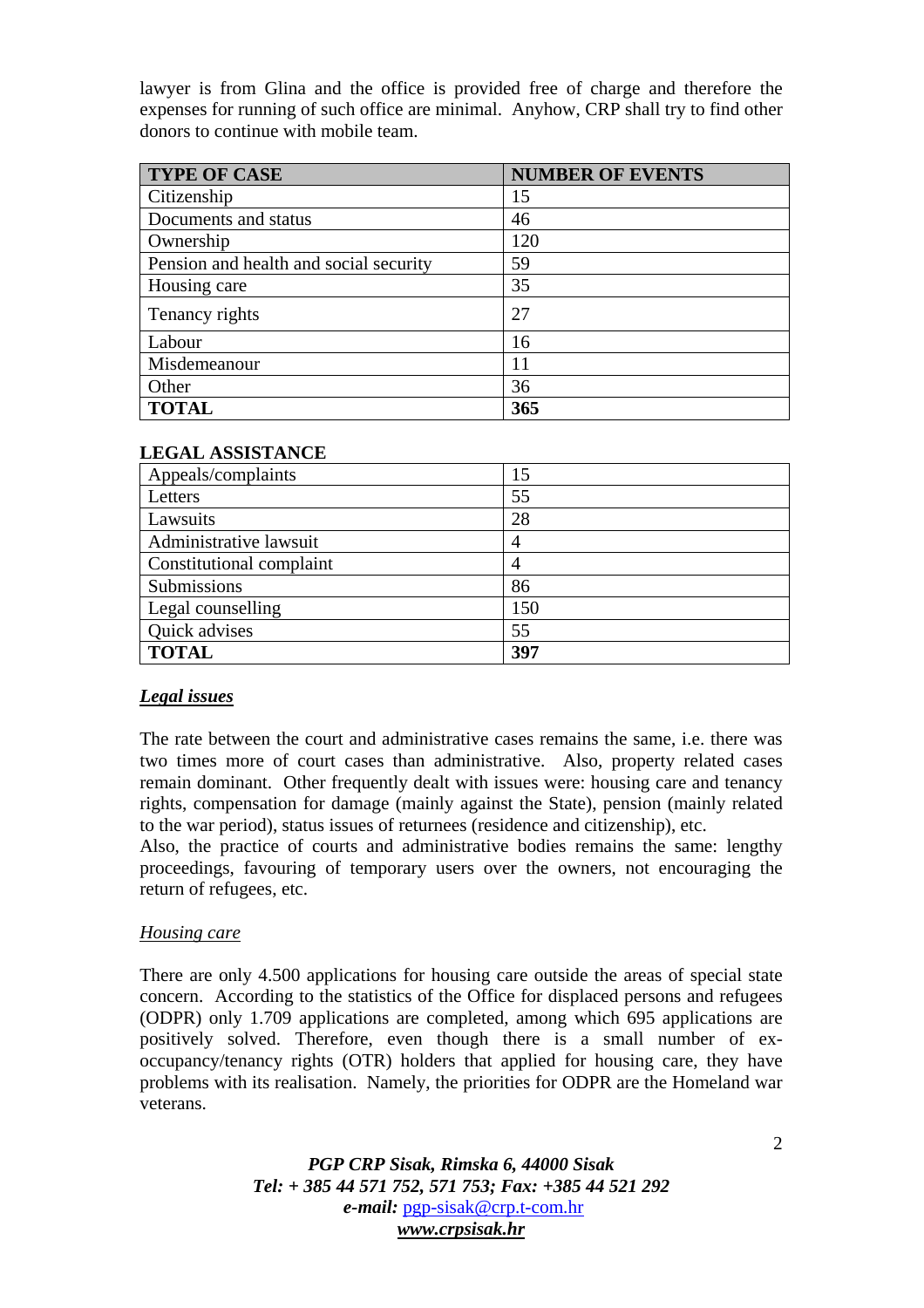lawyer is from Glina and the office is provided free of charge and therefore the expenses for running of such office are minimal. Anyhow, CRP shall try to find other donors to continue with mobile team.

| TYPE OF CASE | NUMBER OF EVENTS |
|---|---|
| Citizenship | 15 |
| Documents and status | 46 |
| Ownership | 120 |
| Pension and health and social security | 59 |
| Housing care | 35 |
| Tenancy rights | 27 |
| Labour | 16 |
| Misdemeanour | 11 |
| Other | 36 |
| **TOTAL** | **365** |

**LEGAL ASSISTANCE**

| | |
|---|---|
| Appeals/complaints | 15 |
| Letters | 55 |
| Lawsuits | 28 |
| Administrative lawsuit | 4 |
| Constitutional complaint | 4 |
| Submissions | 86 |
| Legal counselling | 150 |
| Quick advises | 55 |
| **TOTAL** | **397** |

***Legal issues***

The rate between the court and administrative cases remains the same, i.e. there was two times more of court cases than administrative. Also, property related cases remain dominant. Other frequently dealt with issues were: housing care and tenancy rights, compensation for damage (mainly against the State), pension (mainly related to the war period), status issues of returnees (residence and citizenship), etc.
Also, the practice of courts and administrative bodies remains the same: lengthy proceedings, favouring of temporary users over the owners, not encouraging the return of refugees, etc.

*Housing care*

There are only 4.500 applications for housing care outside the areas of special state concern. According to the statistics of the Office for displaced persons and refugees (ODPR) only 1.709 applications are completed, among which 695 applications are positively solved. Therefore, even though there is a small number of ex-occupancy/tenancy rights (OTR) holders that applied for housing care, they have problems with its realisation. Namely, the priorities for ODPR are the Homeland war veterans.

***PGP CRP Sisak, Rimska 6, 44000 Sisak***
***Tel: + 385 44 571 752, 571 753; Fax: +385 44 521 292***
***e-mail:*** pgp-sisak@crp.t-com.hr
***www.crpsisak.hr***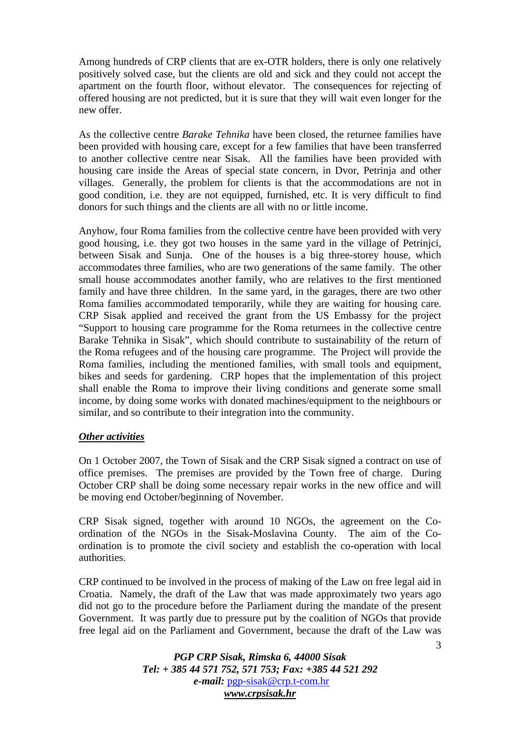Among hundreds of CRP clients that are ex-OTR holders, there is only one relatively positively solved case, but the clients are old and sick and they could not accept the apartment on the fourth floor, without elevator. The consequences for rejecting of offered housing are not predicted, but it is sure that they will wait even longer for the new offer.

As the collective centre *Barake Tehnika* have been closed, the returnee families have been provided with housing care, except for a few families that have been transferred to another collective centre near Sisak. All the families have been provided with housing care inside the Areas of special state concern, in Dvor, Petrinja and other villages. Generally, the problem for clients is that the accommodations are not in good condition, i.e. they are not equipped, furnished, etc. It is very difficult to find donors for such things and the clients are all with no or little income.

Anyhow, four Roma families from the collective centre have been provided with very good housing, i.e. they got two houses in the same yard in the village of Petrinjci, between Sisak and Sunja. One of the houses is a big three-storey house, which accommodates three families, who are two generations of the same family. The other small house accommodates another family, who are relatives to the first mentioned family and have three children. In the same yard, in the garages, there are two other Roma families accommodated temporarily, while they are waiting for housing care. CRP Sisak applied and received the grant from the US Embassy for the project "Support to housing care programme for the Roma returnees in the collective centre Barake Tehnika in Sisak", which should contribute to sustainability of the return of the Roma refugees and of the housing care programme. The Project will provide the Roma families, including the mentioned families, with small tools and equipment, bikes and seeds for gardening. CRP hopes that the implementation of this project shall enable the Roma to improve their living conditions and generate some small income, by doing some works with donated machines/equipment to the neighbours or similar, and so contribute to their integration into the community.

***Other activities***

On 1 October 2007, the Town of Sisak and the CRP Sisak signed a contract on use of office premises. The premises are provided by the Town free of charge. During October CRP shall be doing some necessary repair works in the new office and will be moving end October/beginning of November.

CRP Sisak signed, together with around 10 NGOs, the agreement on the Co-ordination of the NGOs in the Sisak-Moslavina County. The aim of the Co-ordination is to promote the civil society and establish the co-operation with local authorities.

CRP continued to be involved in the process of making of the Law on free legal aid in Croatia. Namely, the draft of the Law that was made approximately two years ago did not go to the procedure before the Parliament during the mandate of the present Government. It was partly due to pressure put by the coalition of NGOs that provide free legal aid on the Parliament and Government, because the draft of the Law was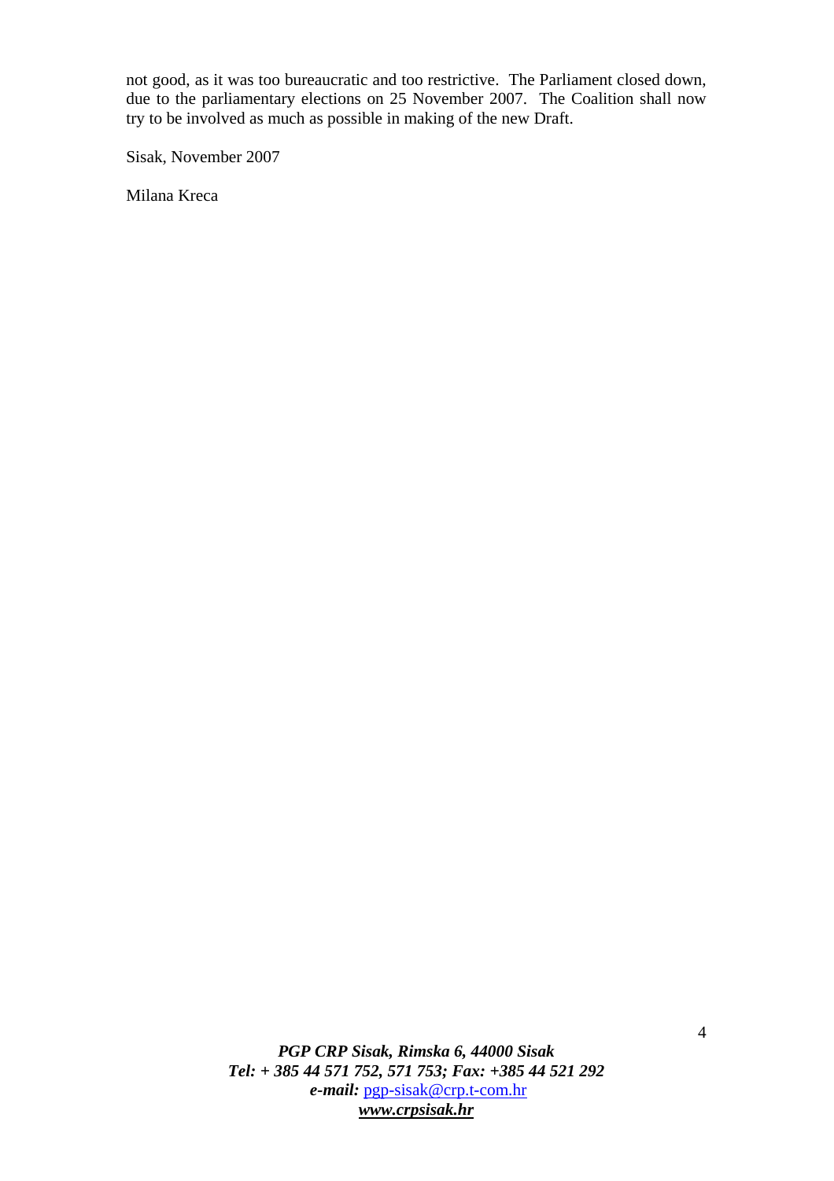not good, as it was too bureaucratic and too restrictive. The Parliament closed down, due to the parliamentary elections on 25 November 2007. The Coalition shall now try to be involved as much as possible in making of the new Draft.

Sisak, November 2007

Milana Kreca